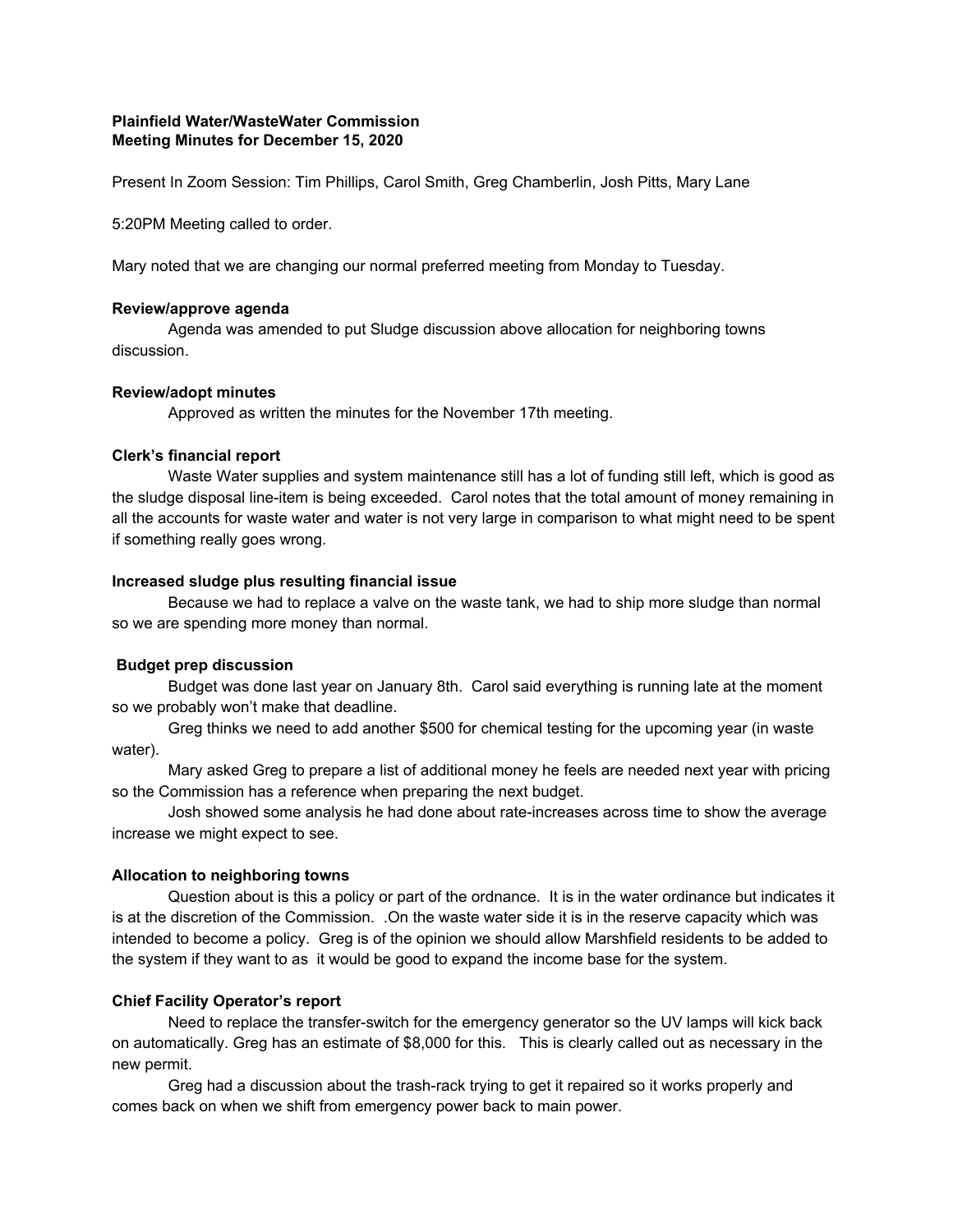**Plainfield Water/WasteWater Commission**
**Meeting Minutes for December 15, 2020**

Present In Zoom Session: Tim Phillips, Carol Smith, Greg Chamberlin, Josh Pitts, Mary Lane

5:20PM Meeting called to order.

Mary noted that we are changing our normal preferred meeting from Monday to Tuesday.

**Review/approve agenda**

Agenda was amended to put Sludge discussion above allocation for neighboring towns discussion.

**Review/adopt minutes**

Approved as written the minutes for the November 17th meeting.

**Clerk's financial report**

Waste Water supplies and system maintenance still has a lot of funding still left, which is good as the sludge disposal line-item is being exceeded. Carol notes that the total amount of money remaining in all the accounts for waste water and water is not very large in comparison to what might need to be spent if something really goes wrong.

**Increased sludge plus resulting financial issue**

Because we had to replace a valve on the waste tank, we had to ship more sludge than normal so we are spending more money than normal.

**Budget prep discussion**

Budget was done last year on January 8th. Carol said everything is running late at the moment so we probably won't make that deadline.

Greg thinks we need to add another $500 for chemical testing for the upcoming year (in waste water).

Mary asked Greg to prepare a list of additional money he feels are needed next year with pricing so the Commission has a reference when preparing the next budget.

Josh showed some analysis he had done about rate-increases across time to show the average increase we might expect to see.

**Allocation to neighboring towns**

Question about is this a policy or part of the ordnance. It is in the water ordinance but indicates it is at the discretion of the Commission. .On the waste water side it is in the reserve capacity which was intended to become a policy. Greg is of the opinion we should allow Marshfield residents to be added to the system if they want to as it would be good to expand the income base for the system.

**Chief Facility Operator's report**

Need to replace the transfer-switch for the emergency generator so the UV lamps will kick back on automatically. Greg has an estimate of $8,000 for this. This is clearly called out as necessary in the new permit.

Greg had a discussion about the trash-rack trying to get it repaired so it works properly and comes back on when we shift from emergency power back to main power.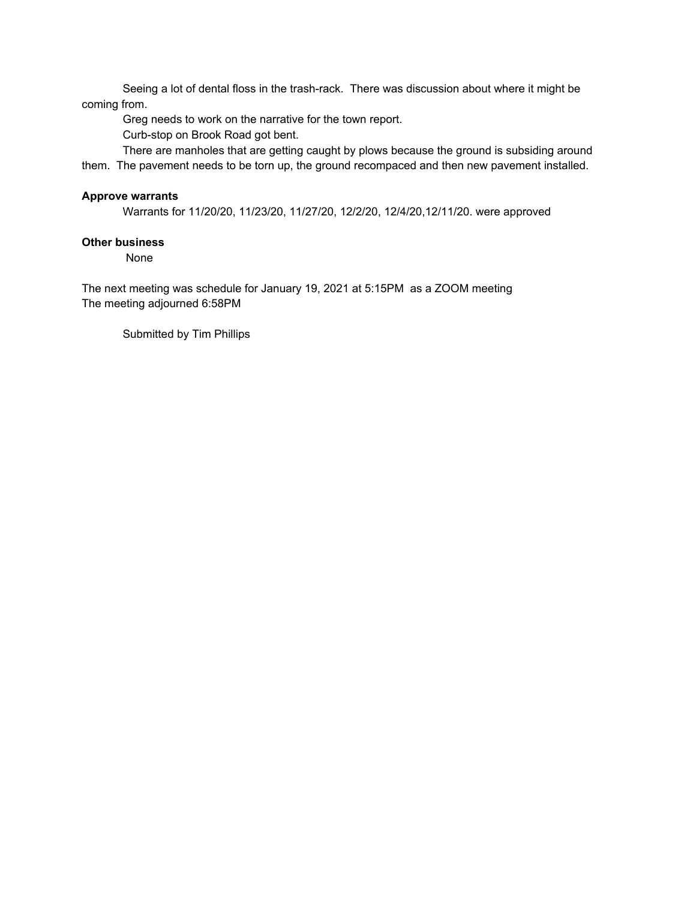Seeing a lot of dental floss in the trash-rack. There was discussion about where it might be coming from.

Greg needs to work on the narrative for the town report.

Curb-stop on Brook Road got bent.

There are manholes that are getting caught by plows because the ground is subsiding around them. The pavement needs to be torn up, the ground recompaced and then new pavement installed.

**Approve warrants**

Warrants for 11/20/20, 11/23/20, 11/27/20, 12/2/20, 12/4/20,12/11/20. were approved

**Other business**

None

The next meeting was schedule for January 19, 2021 at 5:15PM as a ZOOM meeting
The meeting adjourned 6:58PM

Submitted by Tim Phillips